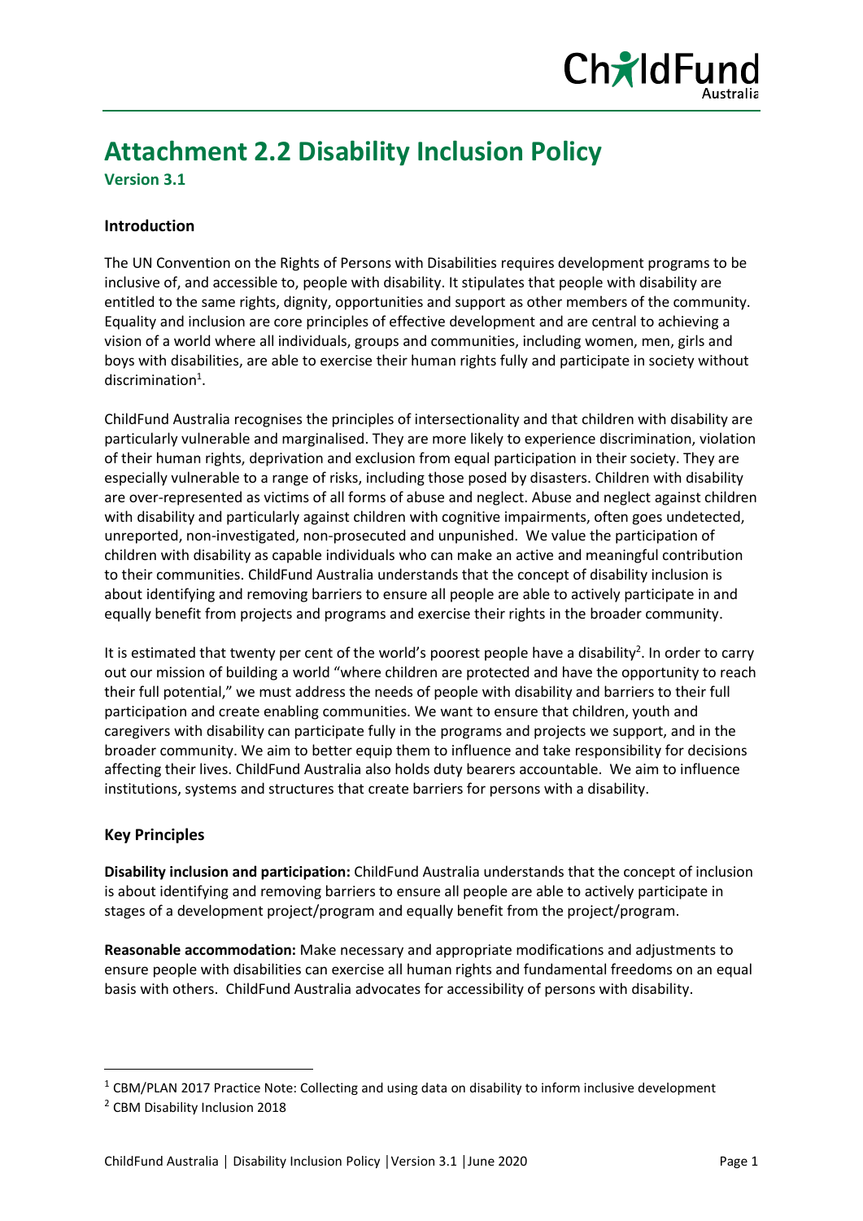# Attachment 2.2 Disability Inclusion Policy

**Version 3.1**

## Introduction

The UN Convention on the Rights of Persons with Disabilities requires development programs to be inclusive of, and accessible to, people with disability. It stipulates that people with disability are entitled to the same rights, dignity, opportunities and support as other members of the community. Equality and inclusion are core principles of effective development and are central to achieving a vision of a world where all individuals, groups and communities, including women, men, girls and boys with disabilities, are able to exercise their human rights fully and participate in society without discrimination[1].

ChildFund Australia recognises the principles of intersectionality and that children with disability are particularly vulnerable and marginalised. They are more likely to experience discrimination, violation of their human rights, deprivation and exclusion from equal participation in their society. They are especially vulnerable to a range of risks, including those posed by disasters. Children with disability are over-represented as victims of all forms of abuse and neglect. Abuse and neglect against children with disability and particularly against children with cognitive impairments, often goes undetected, unreported, non-investigated, non-prosecuted and unpunished. We value the participation of children with disability as capable individuals who can make an active and meaningful contribution to their communities. ChildFund Australia understands that the concept of disability inclusion is about identifying and removing barriers to ensure all people are able to actively participate in and equally benefit from projects and programs and exercise their rights in the broader community.

It is estimated that twenty per cent of the world's poorest people have a disability[2]. In order to carry out our mission of building a world "where children are protected and have the opportunity to reach their full potential," we must address the needs of people with disability and barriers to their full participation and create enabling communities. We want to ensure that children, youth and caregivers with disability can participate fully in the programs and projects we support, and in the broader community. We aim to better equip them to influence and take responsibility for decisions affecting their lives. ChildFund Australia also holds duty bearers accountable. We aim to influence institutions, systems and structures that create barriers for persons with a disability.

## Key Principles

**Disability inclusion and participation:** ChildFund Australia understands that the concept of inclusion is about identifying and removing barriers to ensure all people are able to actively participate in stages of a development project/program and equally benefit from the project/program.

**Reasonable accommodation:** Make necessary and appropriate modifications and adjustments to ensure people with disabilities can exercise all human rights and fundamental freedoms on an equal basis with others. ChildFund Australia advocates for accessibility of persons with disability.

---

[1] CBM/PLAN 2017 Practice Note: Collecting and using data on disability to inform inclusive development

[2] CBM Disability Inclusion 2018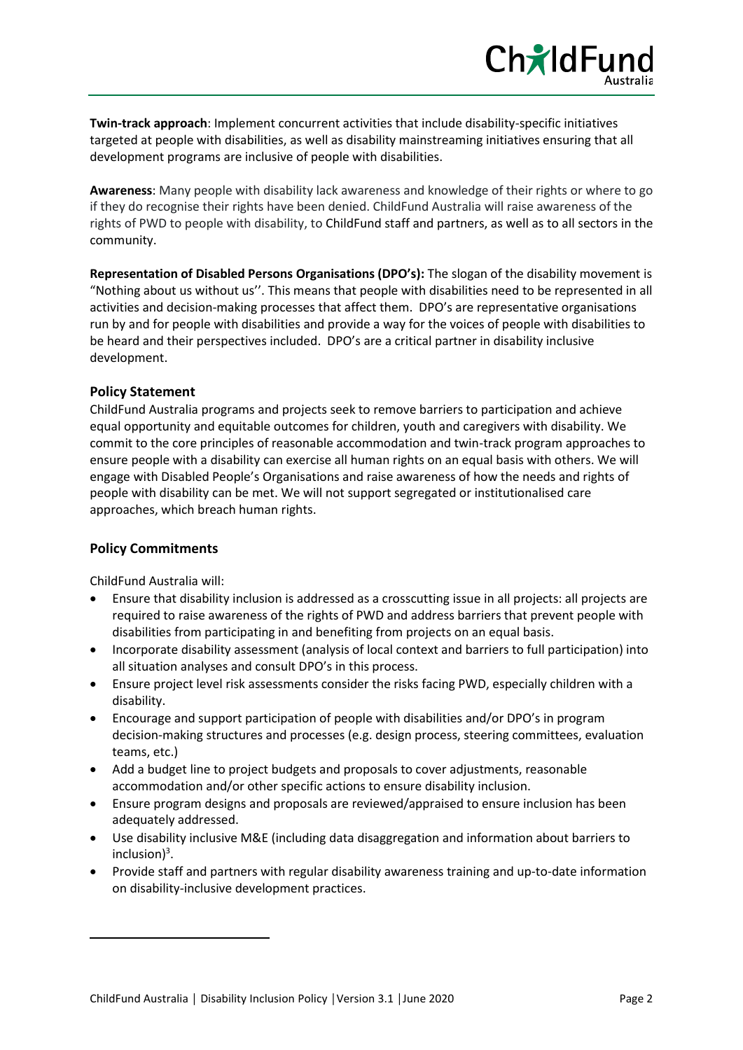**Twin-track approach**: Implement concurrent activities that include disability-specific initiatives targeted at people with disabilities, as well as disability mainstreaming initiatives ensuring that all development programs are inclusive of people with disabilities.

**Awareness**: Many people with disability lack awareness and knowledge of their rights or where to go if they do recognise their rights have been denied. ChildFund Australia will raise awareness of the rights of PWD to people with disability, to ChildFund staff and partners, as well as to all sectors in the community.

**Representation of Disabled Persons Organisations (DPO's):** The slogan of the disability movement is "Nothing about us without us''. This means that people with disabilities need to be represented in all activities and decision-making processes that affect them. DPO's are representative organisations run by and for people with disabilities and provide a way for the voices of people with disabilities to be heard and their perspectives included. DPO's are a critical partner in disability inclusive development.

## Policy Statement

ChildFund Australia programs and projects seek to remove barriers to participation and achieve equal opportunity and equitable outcomes for children, youth and caregivers with disability. We commit to the core principles of reasonable accommodation and twin-track program approaches to ensure people with a disability can exercise all human rights on an equal basis with others. We will engage with Disabled People's Organisations and raise awareness of how the needs and rights of people with disability can be met. We will not support segregated or institutionalised care approaches, which breach human rights.

## Policy Commitments

ChildFund Australia will:

- Ensure that disability inclusion is addressed as a crosscutting issue in all projects: all projects are required to raise awareness of the rights of PWD and address barriers that prevent people with disabilities from participating in and benefiting from projects on an equal basis.
- Incorporate disability assessment (analysis of local context and barriers to full participation) into all situation analyses and consult DPO's in this process.
- Ensure project level risk assessments consider the risks facing PWD, especially children with a disability.
- Encourage and support participation of people with disabilities and/or DPO's in program decision-making structures and processes (e.g. design process, steering committees, evaluation teams, etc.)
- Add a budget line to project budgets and proposals to cover adjustments, reasonable accommodation and/or other specific actions to ensure disability inclusion.
- Ensure program designs and proposals are reviewed/appraised to ensure inclusion has been adequately addressed.
- Use disability inclusive M&E (including data disaggregation and information about barriers to inclusion)[3].
- Provide staff and partners with regular disability awareness training and up-to-date information on disability-inclusive development practices.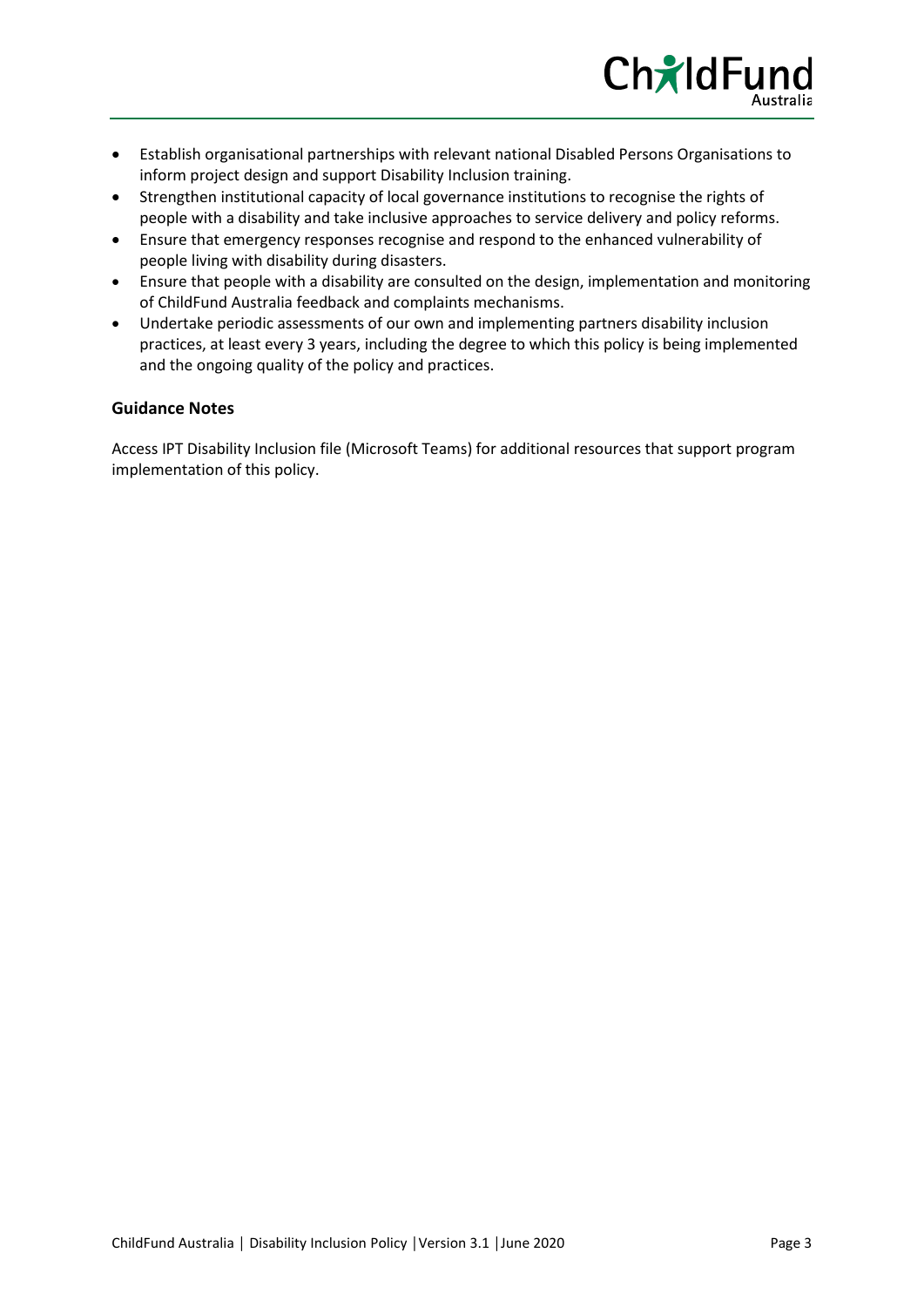- Establish organisational partnerships with relevant national Disabled Persons Organisations to inform project design and support Disability Inclusion training.
- Strengthen institutional capacity of local governance institutions to recognise the rights of people with a disability and take inclusive approaches to service delivery and policy reforms.
- Ensure that emergency responses recognise and respond to the enhanced vulnerability of people living with disability during disasters.
- Ensure that people with a disability are consulted on the design, implementation and monitoring of ChildFund Australia feedback and complaints mechanisms.
- Undertake periodic assessments of our own and implementing partners disability inclusion practices, at least every 3 years, including the degree to which this policy is being implemented and the ongoing quality of the policy and practices.

**Guidance Notes**

Access IPT Disability Inclusion file (Microsoft Teams) for additional resources that support program implementation of this policy.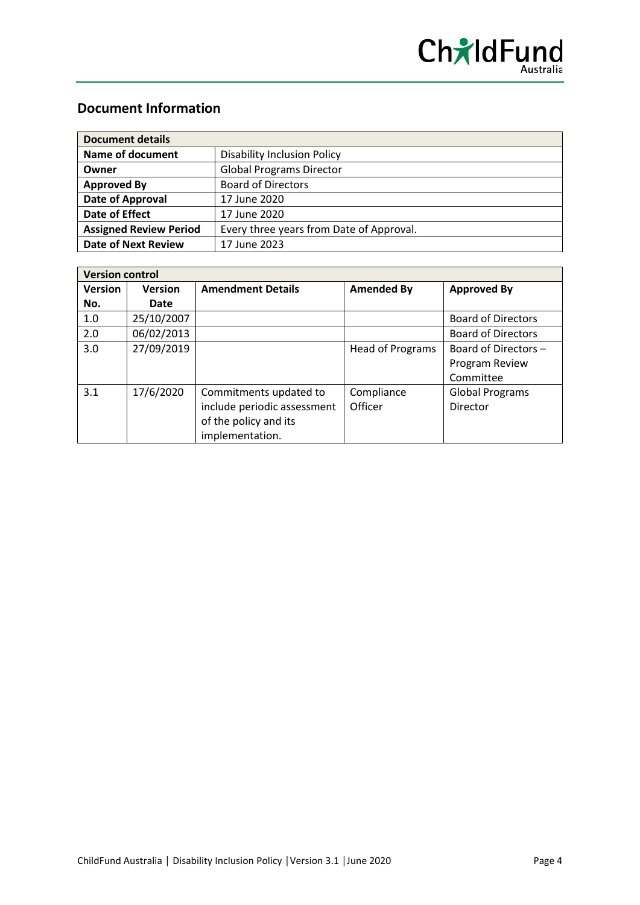## Document Information

| Document details | |
|---|---|
| **Name of document** | Disability Inclusion Policy |
| **Owner** | Global Programs Director |
| **Approved By** | Board of Directors |
| **Date of Approval** | 17 June 2020 |
| **Date of Effect** | 17 June 2020 |
| **Assigned Review Period** | Every three years from Date of Approval. |
| **Date of Next Review** | 17 June 2023 |

| Version control | | | | |
|---|---|---|---|---|
| **Version No.** | **Version Date** | **Amendment Details** | **Amended By** | **Approved By** |
| 1.0 | 25/10/2007 | | | Board of Directors |
| 2.0 | 06/02/2013 | | | Board of Directors |
| 3.0 | 27/09/2019 | | Head of Programs | Board of Directors – Program Review Committee |
| 3.1 | 17/6/2020 | Commitments updated to include periodic assessment of the policy and its implementation. | Compliance Officer | Global Programs Director |